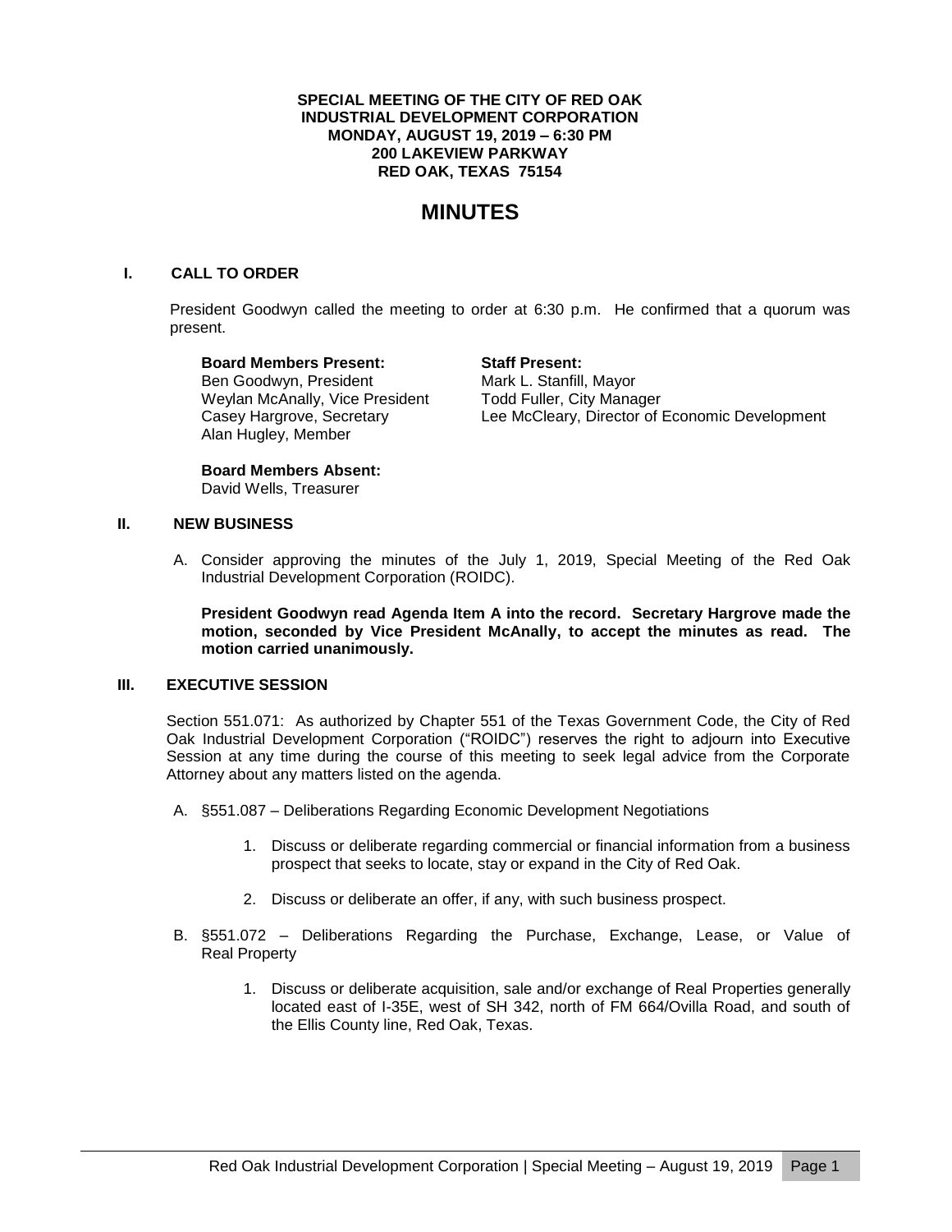**SPECIAL MEETING OF THE CITY OF RED OAK INDUSTRIAL DEVELOPMENT CORPORATION**
**MONDAY, AUGUST 19, 2019 – 6:30 PM**
**200 LAKEVIEW PARKWAY**
**RED OAK, TEXAS 75154**

# MINUTES

## I. CALL TO ORDER

President Goodwyn called the meeting to order at 6:30 p.m. He confirmed that a quorum was present.

**Board Members Present:**
Ben Goodwyn, President
Weylan McAnally, Vice President
Casey Hargrove, Secretary
Alan Hugley, Member

**Staff Present:**
Mark L. Stanfill, Mayor
Todd Fuller, City Manager
Lee McCleary, Director of Economic Development

**Board Members Absent:**
David Wells, Treasurer

## II. NEW BUSINESS

A. Consider approving the minutes of the July 1, 2019, Special Meeting of the Red Oak Industrial Development Corporation (ROIDC).

**President Goodwyn read Agenda Item A into the record. Secretary Hargrove made the motion, seconded by Vice President McAnally, to accept the minutes as read. The motion carried unanimously.**

## III. EXECUTIVE SESSION

Section 551.071: As authorized by Chapter 551 of the Texas Government Code, the City of Red Oak Industrial Development Corporation ("ROIDC") reserves the right to adjourn into Executive Session at any time during the course of this meeting to seek legal advice from the Corporate Attorney about any matters listed on the agenda.

A. §551.087 – Deliberations Regarding Economic Development Negotiations

1. Discuss or deliberate regarding commercial or financial information from a business prospect that seeks to locate, stay or expand in the City of Red Oak.
2. Discuss or deliberate an offer, if any, with such business prospect.

B. §551.072 – Deliberations Regarding the Purchase, Exchange, Lease, or Value of Real Property

1. Discuss or deliberate acquisition, sale and/or exchange of Real Properties generally located east of I-35E, west of SH 342, north of FM 664/Ovilla Road, and south of the Ellis County line, Red Oak, Texas.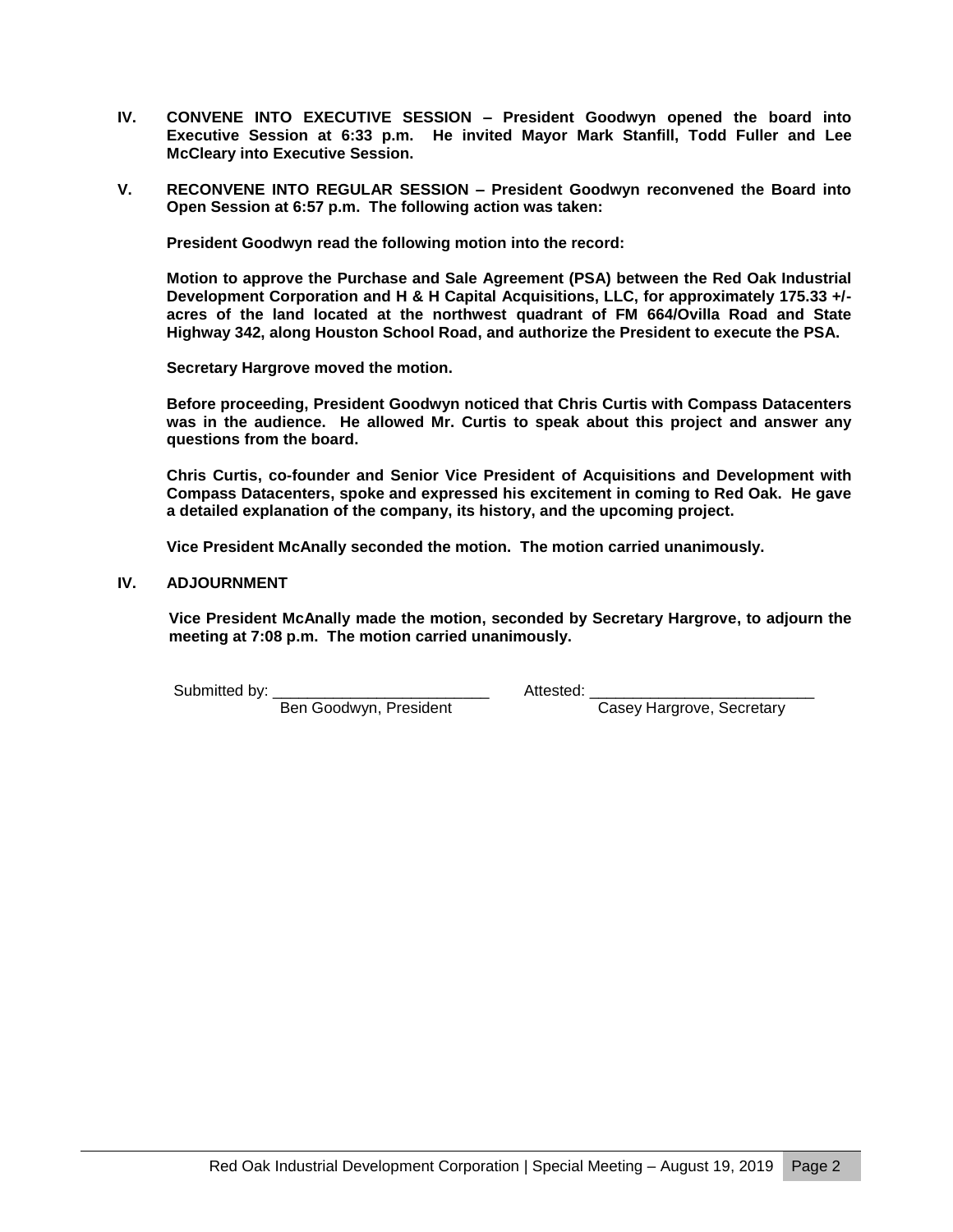**IV. CONVENE INTO EXECUTIVE SESSION – President Goodwyn opened the board into Executive Session at 6:33 p.m. He invited Mayor Mark Stanfill, Todd Fuller and Lee McCleary into Executive Session.**

**V. RECONVENE INTO REGULAR SESSION – President Goodwyn reconvened the Board into Open Session at 6:57 p.m. The following action was taken:**

**President Goodwyn read the following motion into the record:**

**Motion to approve the Purchase and Sale Agreement (PSA) between the Red Oak Industrial Development Corporation and H & H Capital Acquisitions, LLC, for approximately 175.33 +/- acres of the land located at the northwest quadrant of FM 664/Ovilla Road and State Highway 342, along Houston School Road, and authorize the President to execute the PSA.**

**Secretary Hargrove moved the motion.**

**Before proceeding, President Goodwyn noticed that Chris Curtis with Compass Datacenters was in the audience. He allowed Mr. Curtis to speak about this project and answer any questions from the board.**

**Chris Curtis, co-founder and Senior Vice President of Acquisitions and Development with Compass Datacenters, spoke and expressed his excitement in coming to Red Oak. He gave a detailed explanation of the company, its history, and the upcoming project.**

**Vice President McAnally seconded the motion. The motion carried unanimously.**

**IV. ADJOURNMENT**

**Vice President McAnally made the motion, seconded by Secretary Hargrove, to adjourn the meeting at 7:08 p.m. The motion carried unanimously.**

Submitted by: _________________________
Ben Goodwyn, President

Attested: __________________________
Casey Hargrove, Secretary